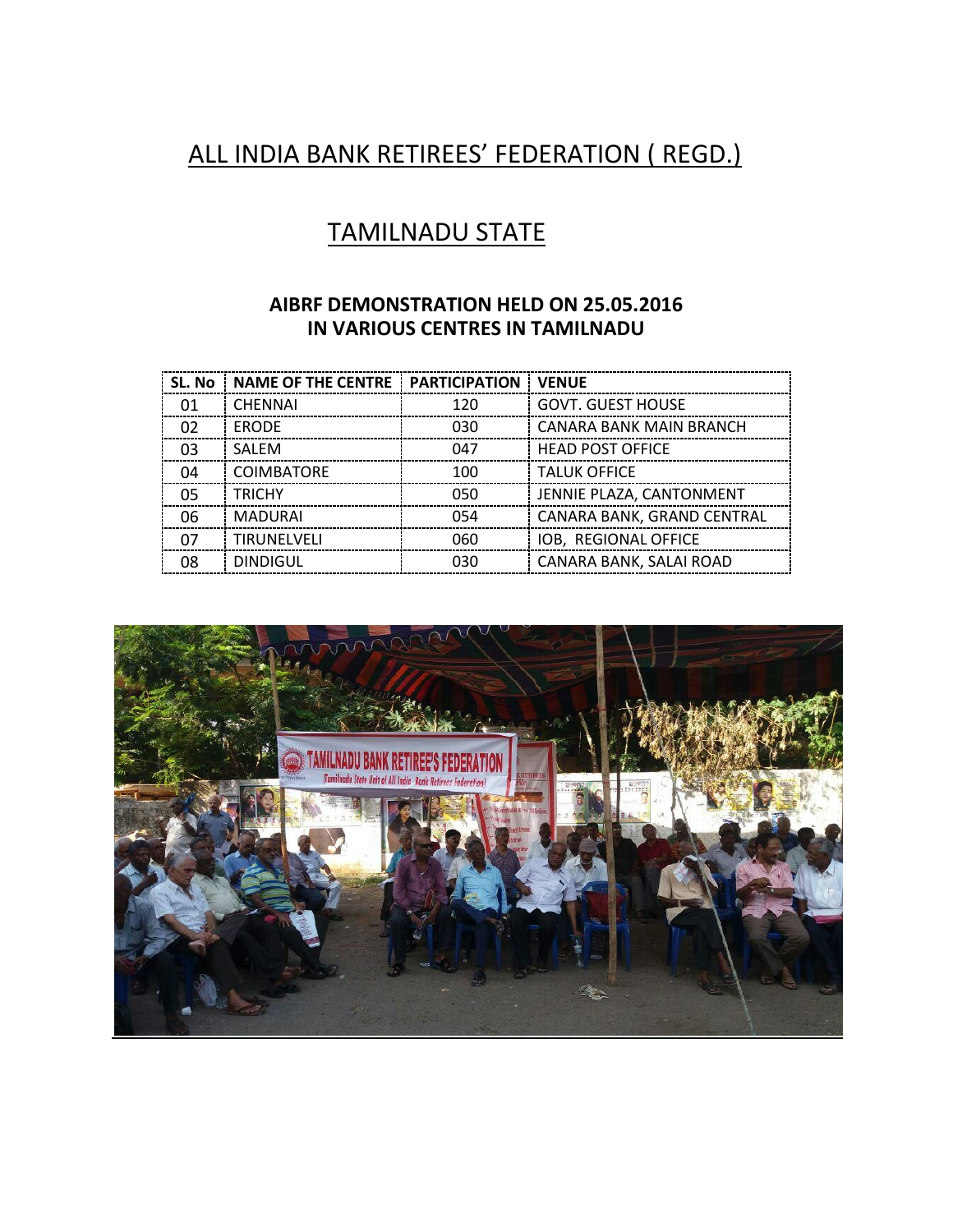# ALL INDIA BANK RETIREES' FEDERATION ( REGD.)

## TAMILNADU STATE

### AIBRF DEMONSTRATION HELD ON 25.05.2016
### IN VARIOUS CENTRES IN TAMILNADU

| SL. No | NAME OF THE CENTRE | PARTICIPATION | VENUE |
|---|---|---|---|
| 01 | CHENNAI | 120 | GOVT. GUEST HOUSE |
| 02 | ERODE | 030 | CANARA BANK MAIN BRANCH |
| 03 | SALEM | 047 | HEAD POST OFFICE |
| 04 | COIMBATORE | 100 | TALUK OFFICE |
| 05 | TRICHY | 050 | JENNIE PLAZA, CANTONMENT |
| 06 | MADURAI | 054 | CANARA BANK, GRAND CENTRAL |
| 07 | TIRUNELVELI | 060 | IOB, REGIONAL OFFICE |
| 08 | DINDIGUL | 030 | CANARA BANK, SALAI ROAD |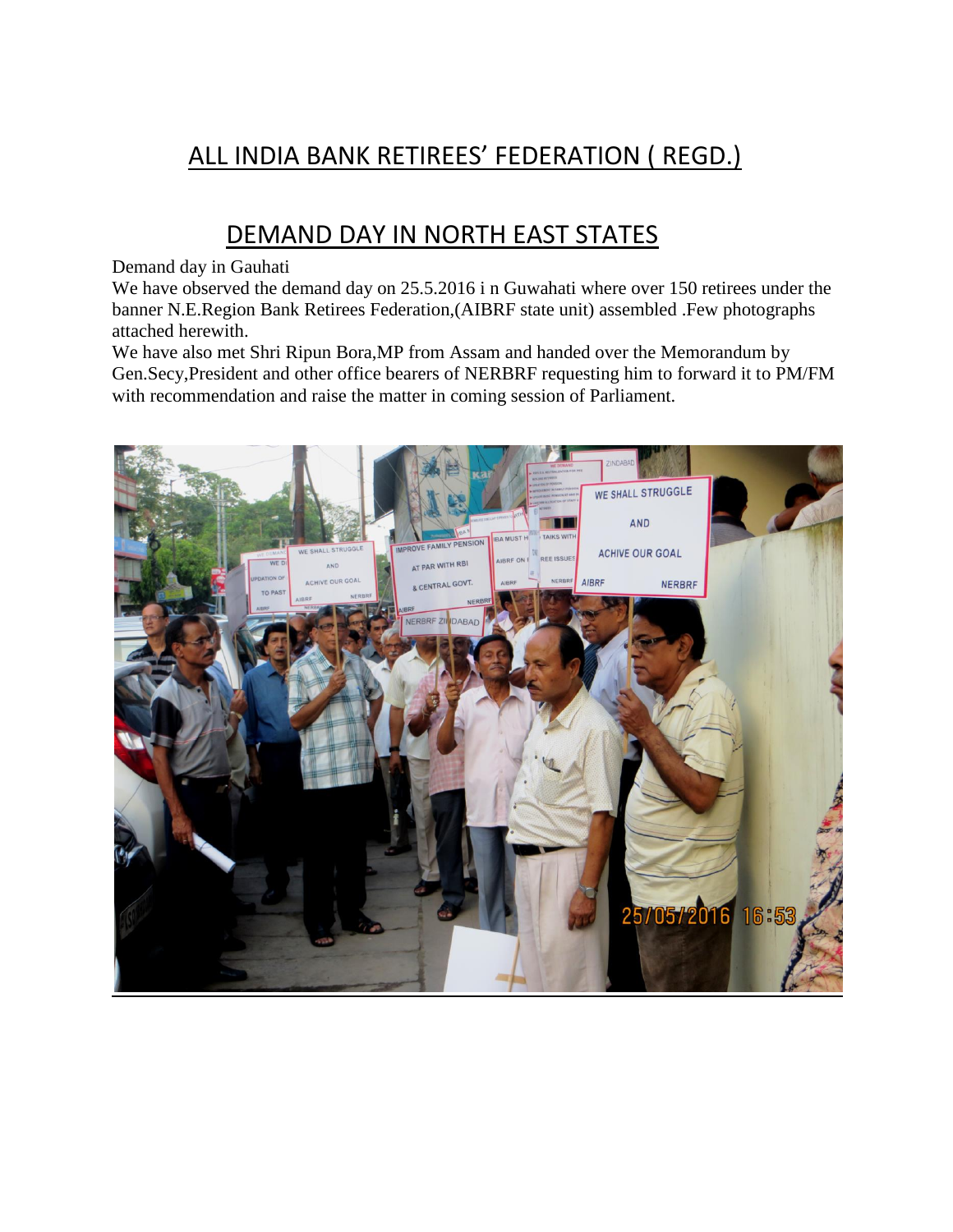# ALL INDIA BANK RETIREES' FEDERATION ( REGD.)

## DEMAND DAY IN NORTH EAST STATES

Demand day in Gauhati

We have observed the demand day on 25.5.2016 i n Guwahati where over 150 retirees under the banner N.E.Region Bank Retirees Federation,(AIBRF state unit) assembled .Few photographs attached herewith.

We have also met Shri Ripun Bora,MP from Assam and handed over the Memorandum by Gen.Secy,President and other office bearers of NERBRF requesting him to forward it to PM/FM with recommendation and raise the matter in coming session of Parliament.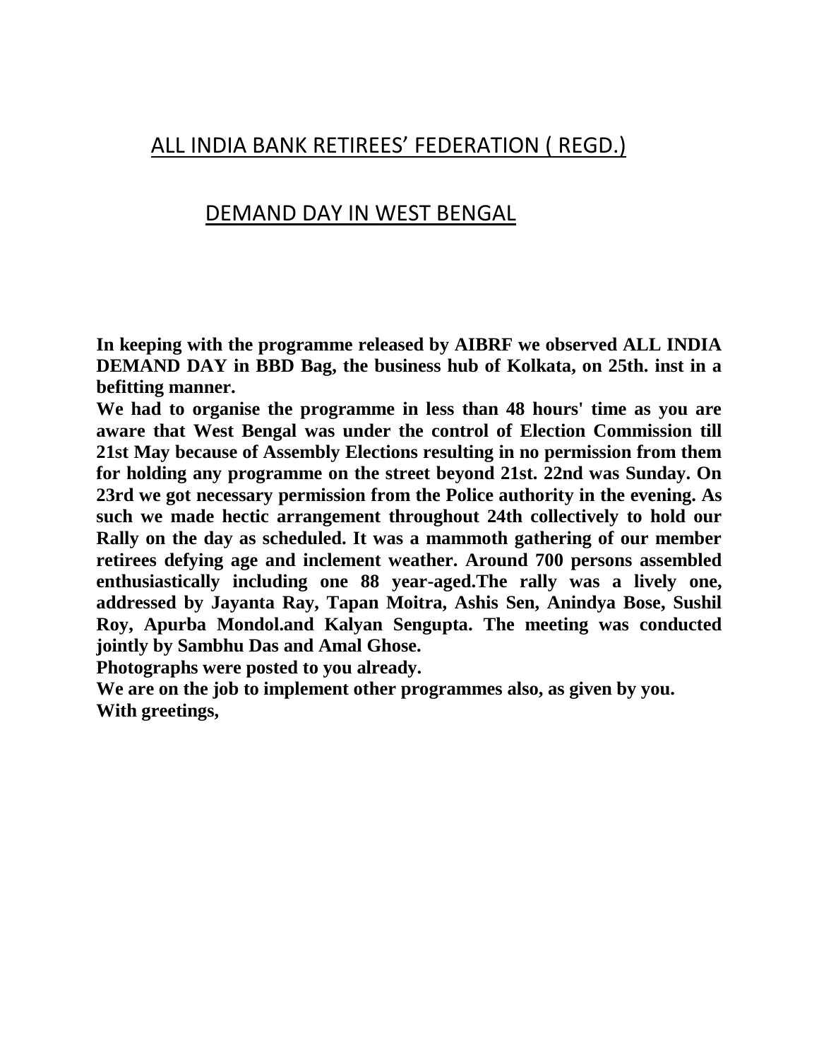## ALL INDIA BANK RETIREES' FEDERATION ( REGD.)

## DEMAND DAY IN WEST BENGAL

**In keeping with the programme released by AIBRF we observed ALL INDIA DEMAND DAY in BBD Bag, the business hub of Kolkata, on 25th. inst in a befitting manner.**

**We had to organise the programme in less than 48 hours' time as you are aware that West Bengal was under the control of Election Commission till 21st May because of Assembly Elections resulting in no permission from them for holding any programme on the street beyond 21st. 22nd was Sunday. On 23rd we got necessary permission from the Police authority in the evening. As such we made hectic arrangement throughout 24th collectively to hold our Rally on the day as scheduled. It was a mammoth gathering of our member retirees defying age and inclement weather. Around 700 persons assembled enthusiastically including one 88 year-aged.The rally was a lively one, addressed by Jayanta Ray, Tapan Moitra, Ashis Sen, Anindya Bose, Sushil Roy, Apurba Mondol.and Kalyan Sengupta. The meeting was conducted jointly by Sambhu Das and Amal Ghose.**

**Photographs were posted to you already.**

**We are on the job to implement other programmes also, as given by you.**

**With greetings,**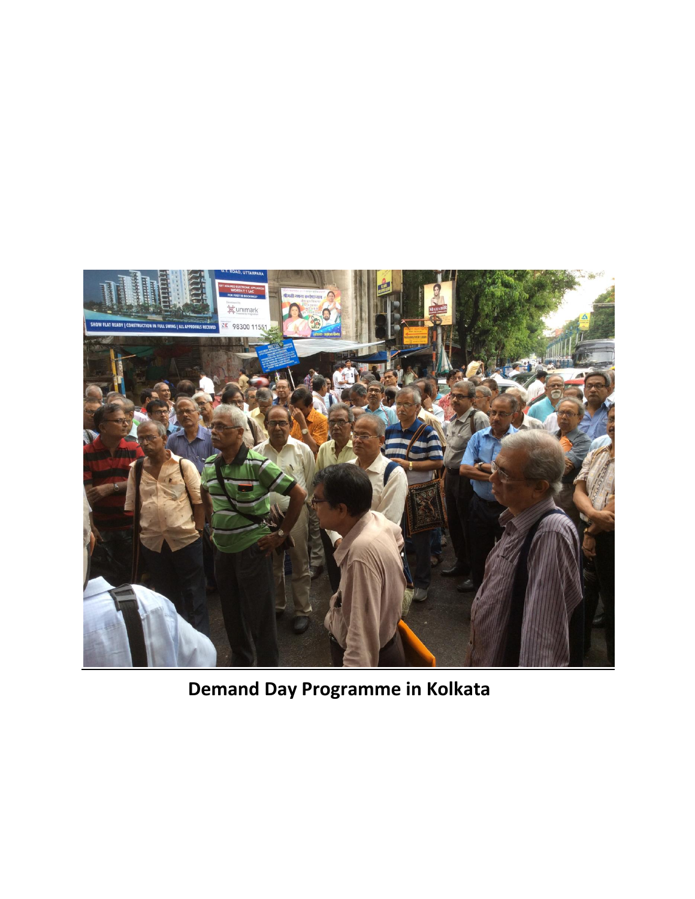**Demand Day Programme in Kolkata**